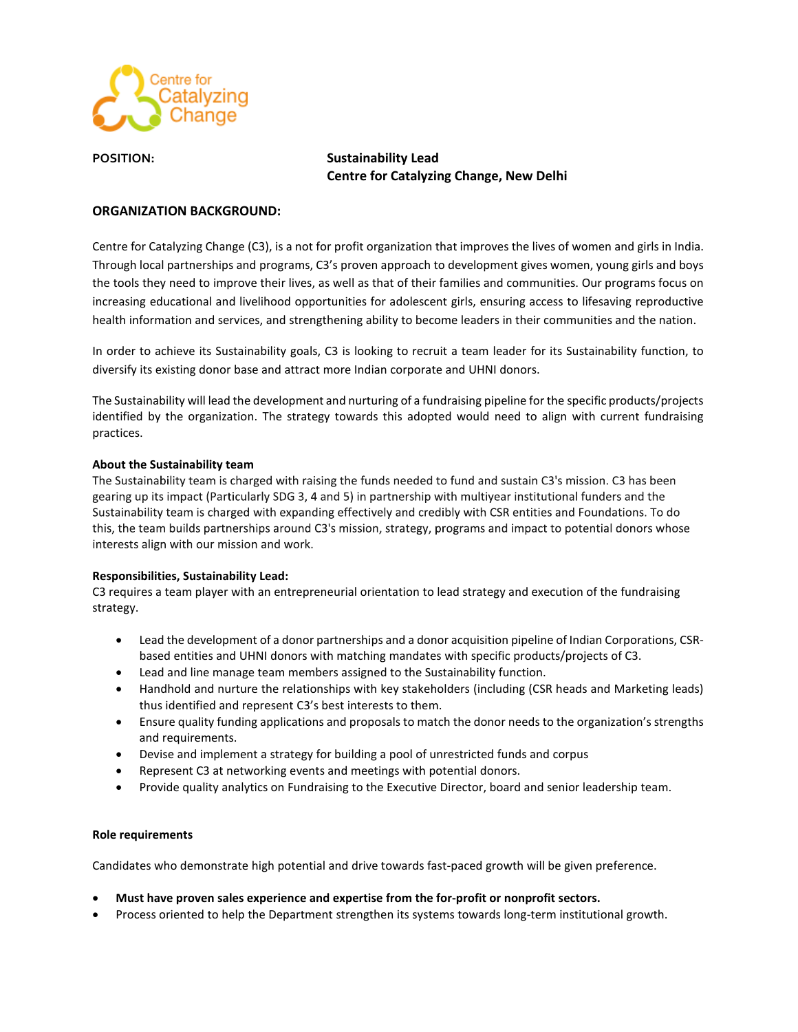Centre for Catalyzing Change

**POSITION:** **Sustainability Lead**
**Centre for Catalyzing Change, New Delhi**

## ORGANIZATION BACKGROUND:

Centre for Catalyzing Change (C3), is a not for profit organization that improves the lives of women and girls in India. Through local partnerships and programs, C3's proven approach to development gives women, young girls and boys the tools they need to improve their lives, as well as that of their families and communities. Our programs focus on increasing educational and livelihood opportunities for adolescent girls, ensuring access to lifesaving reproductive health information and services, and strengthening ability to become leaders in their communities and the nation.

In order to achieve its Sustainability goals, C3 is looking to recruit a team leader for its Sustainability function, to diversify its existing donor base and attract more Indian corporate and UHNI donors.

The Sustainability will lead the development and nurturing of a fundraising pipeline for the specific products/projects identified by the organization. The strategy towards this adopted would need to align with current fundraising practices.

**About the Sustainability team**

The Sustainability team is charged with raising the funds needed to fund and sustain C3's mission. C3 has been gearing up its impact (Particularly SDG 3, 4 and 5) in partnership with multiyear institutional funders and the Sustainability team is charged with expanding effectively and credibly with CSR entities and Foundations. To do this, the team builds partnerships around C3's mission, strategy, programs and impact to potential donors whose interests align with our mission and work.

**Responsibilities, Sustainability Lead:**

C3 requires a team player with an entrepreneurial orientation to lead strategy and execution of the fundraising strategy.

- Lead the development of a donor partnerships and a donor acquisition pipeline of Indian Corporations, CSR-based entities and UHNI donors with matching mandates with specific products/projects of C3.
- Lead and line manage team members assigned to the Sustainability function.
- Handhold and nurture the relationships with key stakeholders (including (CSR heads and Marketing leads) thus identified and represent C3's best interests to them.
- Ensure quality funding applications and proposals to match the donor needs to the organization's strengths and requirements.
- Devise and implement a strategy for building a pool of unrestricted funds and corpus
- Represent C3 at networking events and meetings with potential donors.
- Provide quality analytics on Fundraising to the Executive Director, board and senior leadership team.

**Role requirements**

Candidates who demonstrate high potential and drive towards fast-paced growth will be given preference.

- **Must have proven sales experience and expertise from the for-profit or nonprofit sectors.**
- Process oriented to help the Department strengthen its systems towards long-term institutional growth.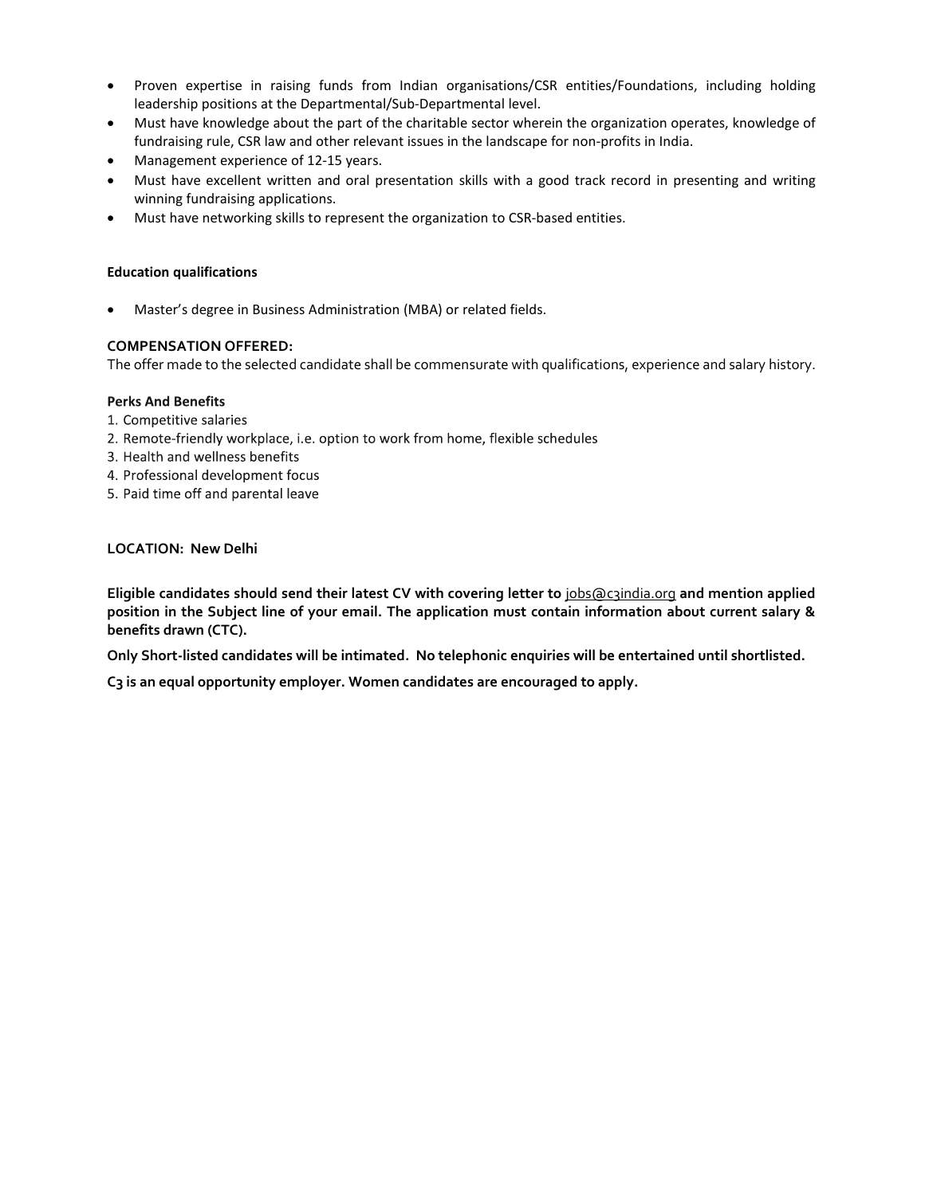- Proven expertise in raising funds from Indian organisations/CSR entities/Foundations, including holding leadership positions at the Departmental/Sub-Departmental level.
- Must have knowledge about the part of the charitable sector wherein the organization operates, knowledge of fundraising rule, CSR law and other relevant issues in the landscape for non-profits in India.
- Management experience of 12-15 years.
- Must have excellent written and oral presentation skills with a good track record in presenting and writing winning fundraising applications.
- Must have networking skills to represent the organization to CSR-based entities.

**Education qualifications**

- Master's degree in Business Administration (MBA) or related fields.

**COMPENSATION OFFERED:**

The offer made to the selected candidate shall be commensurate with qualifications, experience and salary history.

**Perks And Benefits**

1. Competitive salaries
2. Remote-friendly workplace, i.e. option to work from home, flexible schedules
3. Health and wellness benefits
4. Professional development focus
5. Paid time off and parental leave

**LOCATION: New Delhi**

**Eligible candidates should send their latest CV with covering letter to** jobs@c3india.org **and mention applied position in the Subject line of your email. The application must contain information about current salary & benefits drawn (CTC).**

**Only Short-listed candidates will be intimated. No telephonic enquiries will be entertained until shortlisted.**

**C3 is an equal opportunity employer. Women candidates are encouraged to apply.**